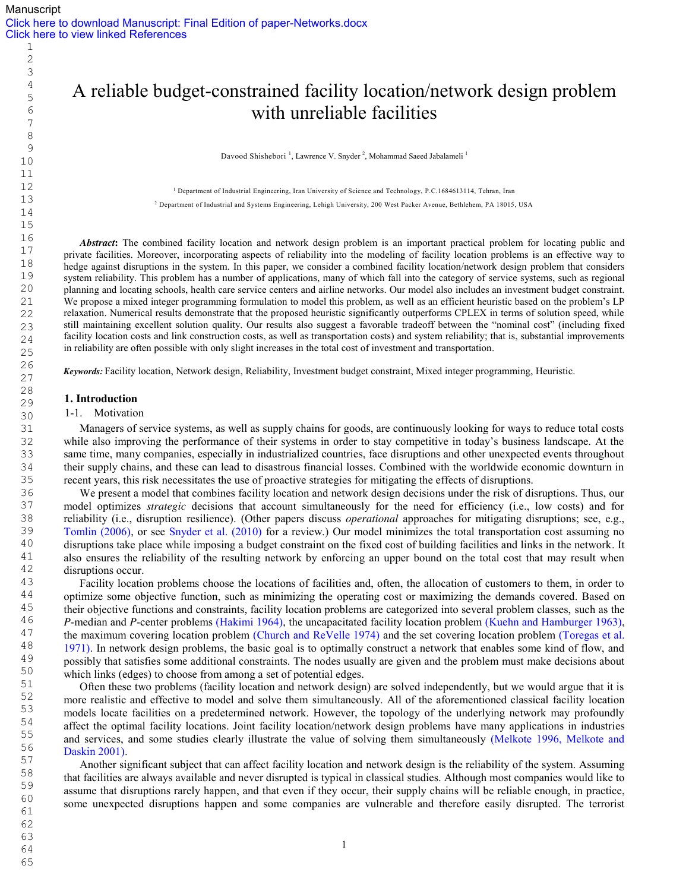Manuscript
Click here to download Manuscript: Final Edition of paper-Networks.docx
Click here to view linked References

# A reliable budget-constrained facility location/network design problem with unreliable facilities

Davood Shishebori [1], Lawrence V. Snyder [2], Mohammad Saeed Jabalameli [1]

[1] Department of Industrial Engineering, Iran University of Science and Technology, P.C.1684613114, Tehran, Iran

[2] Department of Industrial and Systems Engineering, Lehigh University, 200 West Packer Avenue, Bethlehem, PA 18015, USA

***Abstract*:** The combined facility location and network design problem is an important practical problem for locating public and private facilities. Moreover, incorporating aspects of reliability into the modeling of facility location problems is an effective way to hedge against disruptions in the system. In this paper, we consider a combined facility location/network design problem that considers system reliability. This problem has a number of applications, many of which fall into the category of service systems, such as regional planning and locating schools, health care service centers and airline networks. Our model also includes an investment budget constraint. We propose a mixed integer programming formulation to model this problem, as well as an efficient heuristic based on the problem's LP relaxation. Numerical results demonstrate that the proposed heuristic significantly outperforms CPLEX in terms of solution speed, while still maintaining excellent solution quality. Our results also suggest a favorable tradeoff between the "nominal cost" (including fixed facility location costs and link construction costs, as well as transportation costs) and system reliability; that is, substantial improvements in reliability are often possible with only slight increases in the total cost of investment and transportation.

***Keywords:*** Facility location, Network design, Reliability, Investment budget constraint, Mixed integer programming, Heuristic.

## 1. Introduction

### 1-1. Motivation

Managers of service systems, as well as supply chains for goods, are continuously looking for ways to reduce total costs while also improving the performance of their systems in order to stay competitive in today's business landscape. At the same time, many companies, especially in industrialized countries, face disruptions and other unexpected events throughout their supply chains, and these can lead to disastrous financial losses. Combined with the worldwide economic downturn in recent years, this risk necessitates the use of proactive strategies for mitigating the effects of disruptions.

We present a model that combines facility location and network design decisions under the risk of disruptions. Thus, our model optimizes *strategic* decisions that account simultaneously for the need for efficiency (i.e., low costs) and for reliability (i.e., disruption resilience). (Other papers discuss *operational* approaches for mitigating disruptions; see, e.g., Tomlin (2006), or see Snyder et al. (2010) for a review.) Our model minimizes the total transportation cost assuming no disruptions take place while imposing a budget constraint on the fixed cost of building facilities and links in the network. It also ensures the reliability of the resulting network by enforcing an upper bound on the total cost that may result when disruptions occur.

Facility location problems choose the locations of facilities and, often, the allocation of customers to them, in order to optimize some objective function, such as minimizing the operating cost or maximizing the demands covered. Based on their objective functions and constraints, facility location problems are categorized into several problem classes, such as the *P*-median and *P*-center problems (Hakimi 1964), the uncapacitated facility location problem (Kuehn and Hamburger 1963), the maximum covering location problem (Church and ReVelle 1974) and the set covering location problem (Toregas et al. 1971). In network design problems, the basic goal is to optimally construct a network that enables some kind of flow, and possibly that satisfies some additional constraints. The nodes usually are given and the problem must make decisions about which links (edges) to choose from among a set of potential edges.

Often these two problems (facility location and network design) are solved independently, but we would argue that it is more realistic and effective to model and solve them simultaneously. All of the aforementioned classical facility location models locate facilities on a predetermined network. However, the topology of the underlying network may profoundly affect the optimal facility locations. Joint facility location/network design problems have many applications in industries and services, and some studies clearly illustrate the value of solving them simultaneously (Melkote 1996, Melkote and Daskin 2001).

Another significant subject that can affect facility location and network design is the reliability of the system. Assuming that facilities are always available and never disrupted is typical in classical studies. Although most companies would like to assume that disruptions rarely happen, and that even if they occur, their supply chains will be reliable enough, in practice, some unexpected disruptions happen and some companies are vulnerable and therefore easily disrupted. The terrorist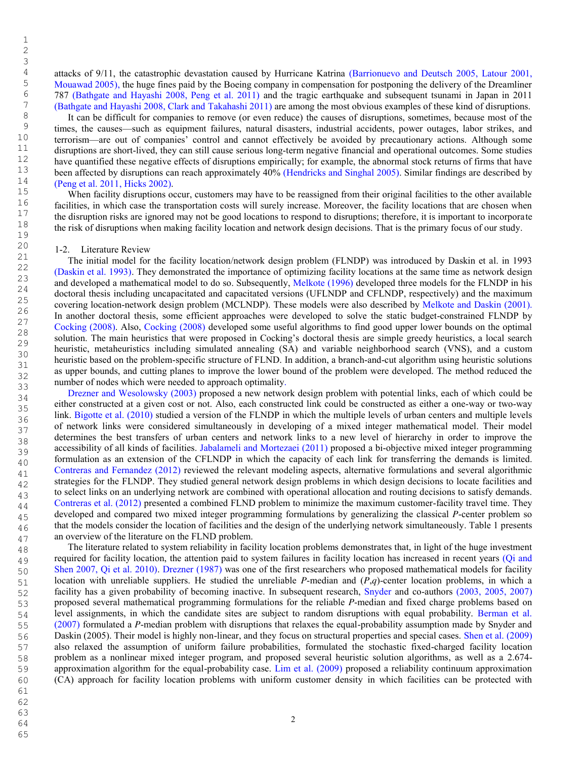attacks of 9/11, the catastrophic devastation caused by Hurricane Katrina (Barrionuevo and Deutsch 2005, Latour 2001, Mouawad 2005), the huge fines paid by the Boeing company in compensation for postponing the delivery of the Dreamliner 787 (Bathgate and Hayashi 2008, Peng et al. 2011) and the tragic earthquake and subsequent tsunami in Japan in 2011 (Bathgate and Hayashi 2008, Clark and Takahashi 2011) are among the most obvious examples of these kind of disruptions.

It can be difficult for companies to remove (or even reduce) the causes of disruptions, sometimes, because most of the times, the causes—such as equipment failures, natural disasters, industrial accidents, power outages, labor strikes, and terrorism—are out of companies' control and cannot effectively be avoided by precautionary actions. Although some disruptions are short-lived, they can still cause serious long-term negative financial and operational outcomes. Some studies have quantified these negative effects of disruptions empirically; for example, the abnormal stock returns of firms that have been affected by disruptions can reach approximately 40% (Hendricks and Singhal 2005). Similar findings are described by (Peng et al. 2011, Hicks 2002).

When facility disruptions occur, customers may have to be reassigned from their original facilities to the other available facilities, in which case the transportation costs will surely increase. Moreover, the facility locations that are chosen when the disruption risks are ignored may not be good locations to respond to disruptions; therefore, it is important to incorporate the risk of disruptions when making facility location and network design decisions. That is the primary focus of our study.

## 1-2. Literature Review

The initial model for the facility location/network design problem (FLNDP) was introduced by Daskin et al. in 1993 (Daskin et al. 1993). They demonstrated the importance of optimizing facility locations at the same time as network design and developed a mathematical model to do so. Subsequently, Melkote (1996) developed three models for the FLNDP in his doctoral thesis including uncapacitated and capacitated versions (UFLNDP and CFLNDP, respectively) and the maximum covering location-network design problem (MCLNDP). These models were also described by Melkote and Daskin (2001). In another doctoral thesis, some efficient approaches were developed to solve the static budget-constrained FLNDP by Cocking (2008). Also, Cocking (2008) developed some useful algorithms to find good upper lower bounds on the optimal solution. The main heuristics that were proposed in Cocking's doctoral thesis are simple greedy heuristics, a local search heuristic, metaheuristics including simulated annealing (SA) and variable neighborhood search (VNS), and a custom heuristic based on the problem-specific structure of FLND. In addition, a branch-and-cut algorithm using heuristic solutions as upper bounds, and cutting planes to improve the lower bound of the problem were developed. The method reduced the number of nodes which were needed to approach optimality.

Drezner and Wesolowsky (2003) proposed a new network design problem with potential links, each of which could be either constructed at a given cost or not. Also, each constructed link could be constructed as either a one-way or two-way link. Bigotte et al. (2010) studied a version of the FLNDP in which the multiple levels of urban centers and multiple levels of network links were considered simultaneously in developing of a mixed integer mathematical model. Their model determines the best transfers of urban centers and network links to a new level of hierarchy in order to improve the accessibility of all kinds of facilities. Jabalameli and Mortezaei (2011) proposed a bi-objective mixed integer programming formulation as an extension of the CFLNDP in which the capacity of each link for transferring the demands is limited. Contreras and Fernandez (2012) reviewed the relevant modeling aspects, alternative formulations and several algorithmic strategies for the FLNDP. They studied general network design problems in which design decisions to locate facilities and to select links on an underlying network are combined with operational allocation and routing decisions to satisfy demands. Contreras et al. (2012) presented a combined FLND problem to minimize the maximum customer-facility travel time. They developed and compared two mixed integer programming formulations by generalizing the classical *P*-center problem so that the models consider the location of facilities and the design of the underlying network simultaneously. Table 1 presents an overview of the literature on the FLND problem.

The literature related to system reliability in facility location problems demonstrates that, in light of the huge investment required for facility location, the attention paid to system failures in facility location has increased in recent years (Qi and Shen 2007, Qi et al. 2010). Drezner (1987) was one of the first researchers who proposed mathematical models for facility location with unreliable suppliers. He studied the unreliable *P*-median and (*P*,*q*)-center location problems, in which a facility has a given probability of becoming inactive. In subsequent research, Snyder and co-authors (2003, 2005, 2007) proposed several mathematical programming formulations for the reliable *P*-median and fixed charge problems based on level assignments, in which the candidate sites are subject to random disruptions with equal probability. Berman et al. (2007) formulated a *P*-median problem with disruptions that relaxes the equal-probability assumption made by Snyder and Daskin (2005). Their model is highly non-linear, and they focus on structural properties and special cases. Shen et al. (2009) also relaxed the assumption of uniform failure probabilities, formulated the stochastic fixed-charged facility location problem as a nonlinear mixed integer program, and proposed several heuristic solution algorithms, as well as a 2.674-approximation algorithm for the equal-probability case. Lim et al. (2009) proposed a reliability continuum approximation (CA) approach for facility location problems with uniform customer density in which facilities can be protected with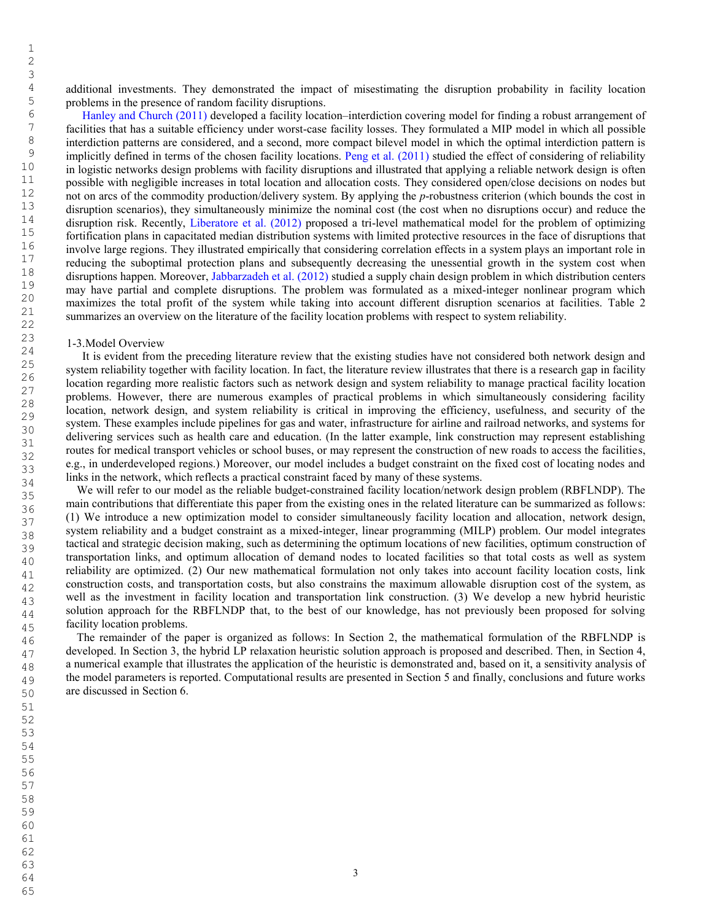additional investments. They demonstrated the impact of misestimating the disruption probability in facility location problems in the presence of random facility disruptions.

Hanley and Church (2011) developed a facility location–interdiction covering model for finding a robust arrangement of facilities that has a suitable efficiency under worst-case facility losses. They formulated a MIP model in which all possible interdiction patterns are considered, and a second, more compact bilevel model in which the optimal interdiction pattern is implicitly defined in terms of the chosen facility locations. Peng et al. (2011) studied the effect of considering of reliability in logistic networks design problems with facility disruptions and illustrated that applying a reliable network design is often possible with negligible increases in total location and allocation costs. They considered open/close decisions on nodes but not on arcs of the commodity production/delivery system. By applying the *p*-robustness criterion (which bounds the cost in disruption scenarios), they simultaneously minimize the nominal cost (the cost when no disruptions occur) and reduce the disruption risk. Recently, Liberatore et al. (2012) proposed a tri-level mathematical model for the problem of optimizing fortification plans in capacitated median distribution systems with limited protective resources in the face of disruptions that involve large regions. They illustrated empirically that considering correlation effects in a system plays an important role in reducing the suboptimal protection plans and subsequently decreasing the unessential growth in the system cost when disruptions happen. Moreover, Jabbarzadeh et al. (2012) studied a supply chain design problem in which distribution centers may have partial and complete disruptions. The problem was formulated as a mixed-integer nonlinear program which maximizes the total profit of the system while taking into account different disruption scenarios at facilities. Table 2 summarizes an overview on the literature of the facility location problems with respect to system reliability.

## 1-3. Model Overview

It is evident from the preceding literature review that the existing studies have not considered both network design and system reliability together with facility location. In fact, the literature review illustrates that there is a research gap in facility location regarding more realistic factors such as network design and system reliability to manage practical facility location problems. However, there are numerous examples of practical problems in which simultaneously considering facility location, network design, and system reliability is critical in improving the efficiency, usefulness, and security of the system. These examples include pipelines for gas and water, infrastructure for airline and railroad networks, and systems for delivering services such as health care and education. (In the latter example, link construction may represent establishing routes for medical transport vehicles or school buses, or may represent the construction of new roads to access the facilities, e.g., in underdeveloped regions.) Moreover, our model includes a budget constraint on the fixed cost of locating nodes and links in the network, which reflects a practical constraint faced by many of these systems.

We will refer to our model as the reliable budget-constrained facility location/network design problem (RBFLNDP). The main contributions that differentiate this paper from the existing ones in the related literature can be summarized as follows: (1) We introduce a new optimization model to consider simultaneously facility location and allocation, network design, system reliability and a budget constraint as a mixed-integer, linear programming (MILP) problem. Our model integrates tactical and strategic decision making, such as determining the optimum locations of new facilities, optimum construction of transportation links, and optimum allocation of demand nodes to located facilities so that total costs as well as system reliability are optimized. (2) Our new mathematical formulation not only takes into account facility location costs, link construction costs, and transportation costs, but also constrains the maximum allowable disruption cost of the system, as well as the investment in facility location and transportation link construction. (3) We develop a new hybrid heuristic solution approach for the RBFLNDP that, to the best of our knowledge, has not previously been proposed for solving facility location problems.

The remainder of the paper is organized as follows: In Section 2, the mathematical formulation of the RBFLNDP is developed. In Section 3, the hybrid LP relaxation heuristic solution approach is proposed and described. Then, in Section 4, a numerical example that illustrates the application of the heuristic is demonstrated and, based on it, a sensitivity analysis of the model parameters is reported. Computational results are presented in Section 5 and finally, conclusions and future works are discussed in Section 6.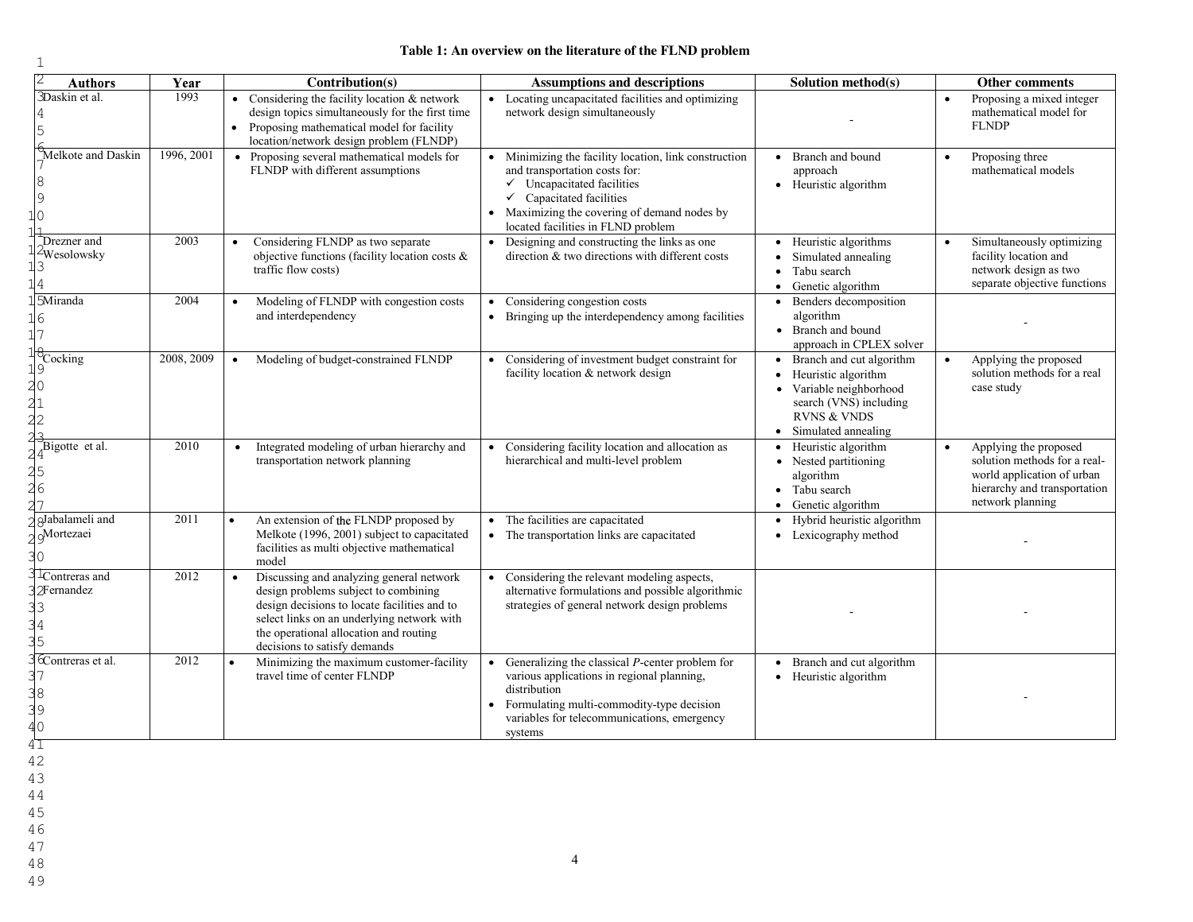**Table 1: An overview on the literature of the FLND problem**

| Authors | Year | Contribution(s) | Assumptions and descriptions | Solution method(s) | Other comments |
|---|---|---|---|---|---|
| Daskin et al. | 1993 | • Considering the facility location & network design topics simultaneously for the first time<br>• Proposing mathematical model for facility location/network design problem (FLNDP) | • Locating uncapacitated facilities and optimizing network design simultaneously | - | • Proposing a mixed integer mathematical model for FLNDP |
| Melkote and Daskin | 1996, 2001 | • Proposing several mathematical models for FLNDP with different assumptions | • Minimizing the facility location, link construction and transportation costs for:<br>✓ Uncapacitated facilities<br>✓ Capacitated facilities<br>• Maximizing the covering of demand nodes by located facilities in FLND problem | • Branch and bound approach<br>• Heuristic algorithm | • Proposing three mathematical models |
| Drezner and Wesolowsky | 2003 | • Considering FLNDP as two separate objective functions (facility location costs & traffic flow costs) | • Designing and constructing the links as one direction & two directions with different costs | • Heuristic algorithms<br>• Simulated annealing<br>• Tabu search<br>• Genetic algorithm | • Simultaneously optimizing facility location and network design as two separate objective functions |
| Miranda | 2004 | • Modeling of FLNDP with congestion costs and interdependency | • Considering congestion costs<br>• Bringing up the interdependency among facilities | • Benders decomposition algorithm<br>• Branch and bound approach in CPLEX solver | - |
| Cocking | 2008, 2009 | • Modeling of budget-constrained FLNDP | • Considering of investment budget constraint for facility location & network design | • Branch and cut algorithm<br>• Heuristic algorithm<br>• Variable neighborhood search (VNS) including RVNS & VNDS<br>• Simulated annealing | • Applying the proposed solution methods for a real case study |
| Bigotte et al. | 2010 | • Integrated modeling of urban hierarchy and transportation network planning | • Considering facility location and allocation as hierarchical and multi-level problem | • Heuristic algorithm<br>• Nested partitioning algorithm<br>• Tabu search<br>• Genetic algorithm | • Applying the proposed solution methods for a real-world application of urban hierarchy and transportation network planning |
| Jabalameli and Mortezaei | 2011 | • An extension of the FLNDP proposed by Melkote (1996, 2001) subject to capacitated facilities as multi objective mathematical model | • The facilities are capacitated<br>• The transportation links are capacitated | • Hybrid heuristic algorithm<br>• Lexicography method | - |
| Contreras and Fernandez | 2012 | • Discussing and analyzing general network design problems subject to combining design decisions to locate facilities and to select links on an underlying network with the operational allocation and routing decisions to satisfy demands | • Considering the relevant modeling aspects, alternative formulations and possible algorithmic strategies of general network design problems | - | - |
| Contreras et al. | 2012 | • Minimizing the maximum customer-facility travel time of center FLNDP | • Generalizing the classical *P*-center problem for various applications in regional planning, distribution<br>• Formulating multi-commodity-type decision variables for telecommunications, emergency systems | • Branch and cut algorithm<br>• Heuristic algorithm | - |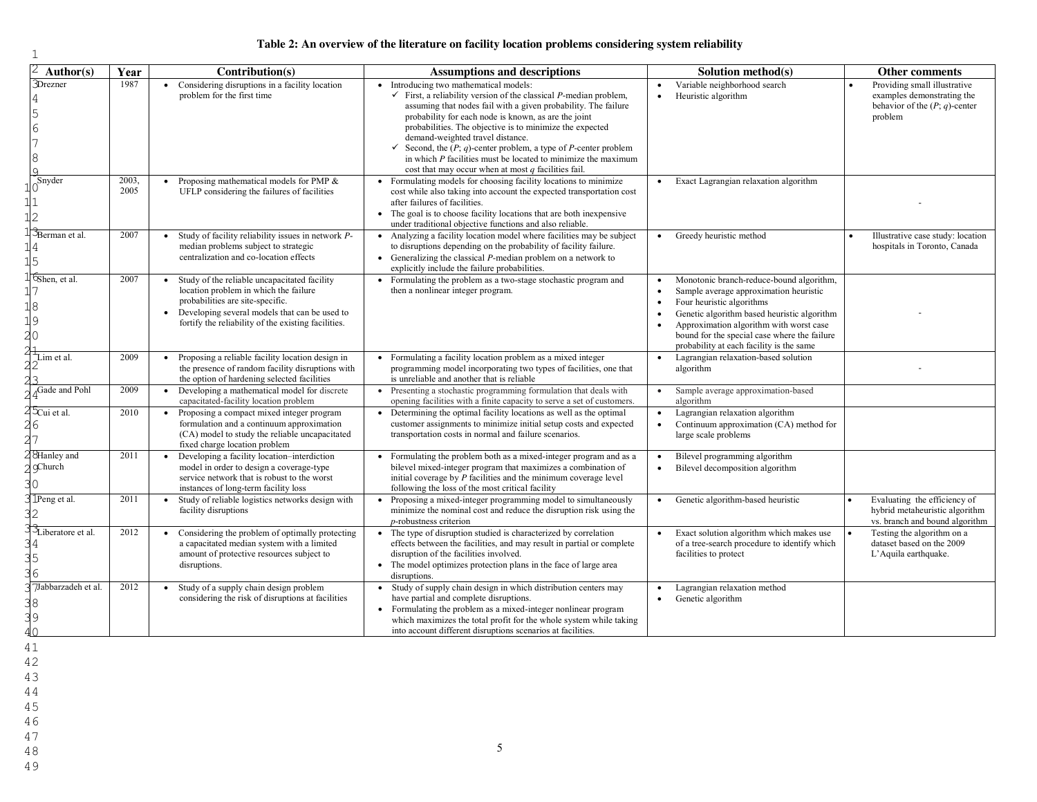**Table 2: An overview of the literature on facility location problems considering system reliability**

| Author(s) | Year | Contribution(s) | Assumptions and descriptions | Solution method(s) | Other comments |
|---|---|---|---|---|---|
| Drezner | 1987 | • Considering disruptions in a facility location problem for the first time | • Introducing two mathematical models:<br>✓ First, a reliability version of the classical *P*-median problem, assuming that nodes fail with a given probability. The failure probability for each node is known, as are the joint probabilities. The objective is to minimize the expected demand-weighted travel distance.<br>✓ Second, the (*P*; *q*)-center problem, a type of *P*-center problem in which *P* facilities must be located to minimize the maximum cost that may occur when at most *q* facilities fail. | • Variable neighborhood search<br>• Heuristic algorithm | • Providing small illustrative examples demonstrating the behavior of the (*P*; *q*)-center problem |
| Snyder | 2003, 2005 | • Proposing mathematical models for PMP & UFLP considering the failures of facilities | • Formulating models for choosing facility locations to minimize cost while also taking into account the expected transportation cost after failures of facilities.<br>• The goal is to choose facility locations that are both inexpensive under traditional objective functions and also reliable. | • Exact Lagrangian relaxation algorithm | - |
| Berman et al. | 2007 | • Study of facility reliability issues in network *P*-median problems subject to strategic centralization and co-location effects | • Analyzing a facility location model where facilities may be subject to disruptions depending on the probability of facility failure.<br>• Generalizing the classical *P*-median problem on a network to explicitly include the failure probabilities. | • Greedy heuristic method | • Illustrative case study: location hospitals in Toronto, Canada |
| Shen, et al. | 2007 | • Study of the reliable uncapacitated facility location problem in which the failure probabilities are site-specific.<br>• Developing several models that can be used to fortify the reliability of the existing facilities. | • Formulating the problem as a two-stage stochastic program and then a nonlinear integer program. | • Monotonic branch-reduce-bound algorithm,<br>• Sample average approximation heuristic<br>• Four heuristic algorithms<br>• Genetic algorithm based heuristic algorithm<br>• Approximation algorithm with worst case bound for the special case where the failure probability at each facility is the same | - |
| Lim et al. | 2009 | • Proposing a reliable facility location design in the presence of random facility disruptions with the option of hardening selected facilities | • Formulating a facility location problem as a mixed integer programming model incorporating two types of facilities, one that is unreliable and another that is reliable | • Lagrangian relaxation-based solution algorithm | - |
| Gade and Pohl | 2009 | • Developing a mathematical model for discrete capacitated-facility location problem | • Presenting a stochastic programming formulation that deals with opening facilities with a finite capacity to serve a set of customers. | • Sample average approximation-based algorithm | |
| Cui et al. | 2010 | • Proposing a compact mixed integer program formulation and a continuum approximation (CA) model to study the reliable uncapacitated fixed charge location problem | • Determining the optimal facility locations as well as the optimal customer assignments to minimize initial setup costs and expected transportation costs in normal and failure scenarios. | • Lagrangian relaxation algorithm<br>• Continuum approximation (CA) method for large scale problems | |
| Hanley and Church | 2011 | • Developing a facility location–interdiction model in order to design a coverage-type service network that is robust to the worst instances of long-term facility loss | • Formulating the problem both as a mixed-integer program and as a bilevel mixed-integer program that maximizes a combination of initial coverage by *P* facilities and the minimum coverage level following the loss of the most critical facility | • Bilevel programming algorithm<br>• Bilevel decomposition algorithm | |
| Peng et al. | 2011 | • Study of reliable logistics networks design with facility disruptions | • Proposing a mixed-integer programming model to simultaneously minimize the nominal cost and reduce the disruption risk using the *p*-robustness criterion | • Genetic algorithm-based heuristic | • Evaluating the efficiency of hybrid metaheuristic algorithm vs. branch and bound algorithm |
| Liberatore et al. | 2012 | • Considering the problem of optimally protecting a capacitated median system with a limited amount of protective resources subject to disruptions. | • The type of disruption studied is characterized by correlation effects between the facilities, and may result in partial or complete disruption of the facilities involved.<br>• The model optimizes protection plans in the face of large area disruptions. | • Exact solution algorithm which makes use of a tree-search procedure to identify which facilities to protect | • Testing the algorithm on a dataset based on the 2009 L'Aquila earthquake. |
| Jabbarzadeh et al. | 2012 | • Study of a supply chain design problem considering the risk of disruptions at facilities | • Study of supply chain design in which distribution centers may have partial and complete disruptions.<br>• Formulating the problem as a mixed-integer nonlinear program which maximizes the total profit for the whole system while taking into account different disruptions scenarios at facilities. | • Lagrangian relaxation method<br>• Genetic algorithm | |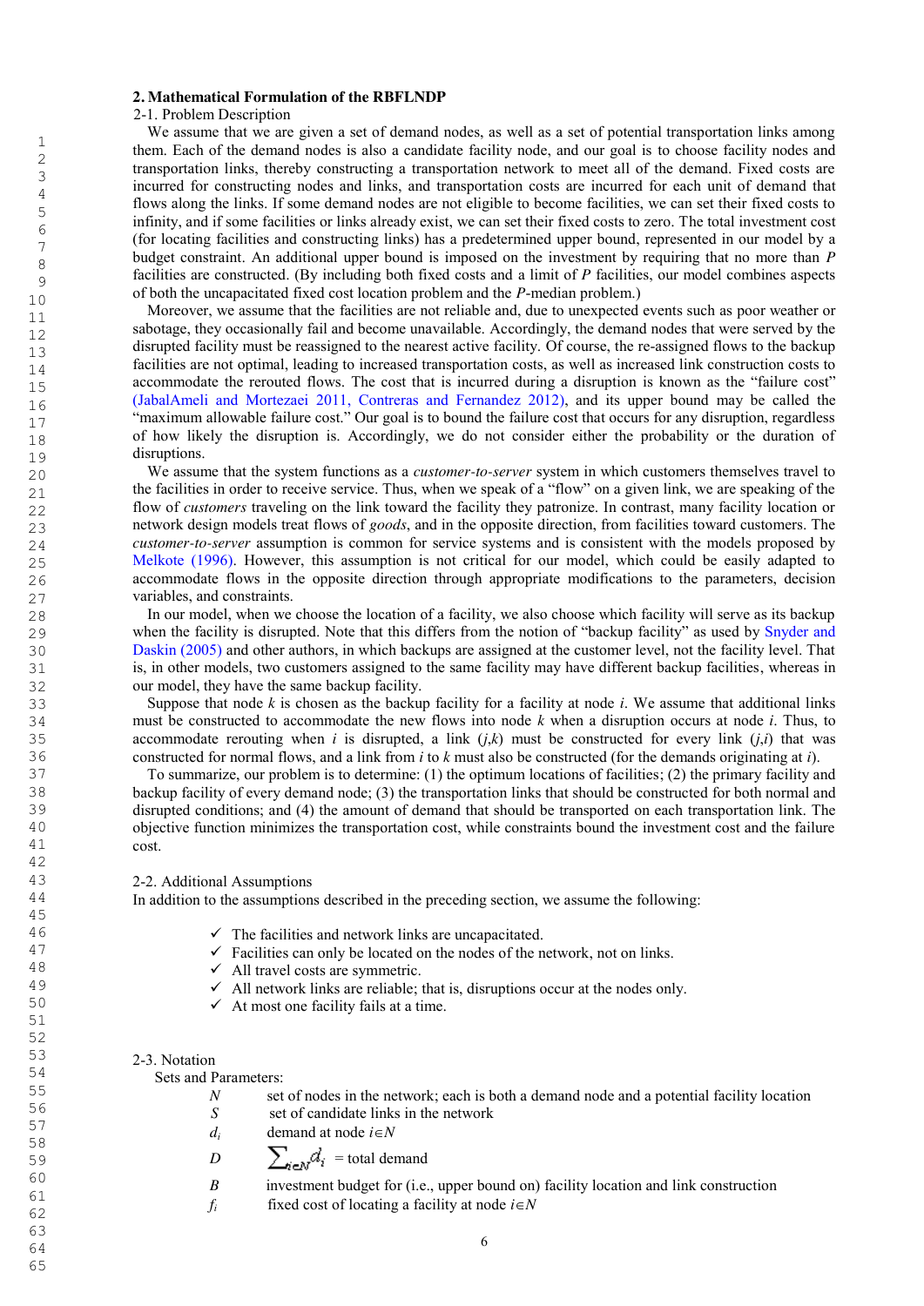## 2. Mathematical Formulation of the RBFLNDP

### 2-1. Problem Description

We assume that we are given a set of demand nodes, as well as a set of potential transportation links among them. Each of the demand nodes is also a candidate facility node, and our goal is to choose facility nodes and transportation links, thereby constructing a transportation network to meet all of the demand. Fixed costs are incurred for constructing nodes and links, and transportation costs are incurred for each unit of demand that flows along the links. If some demand nodes are not eligible to become facilities, we can set their fixed costs to infinity, and if some facilities or links already exist, we can set their fixed costs to zero. The total investment cost (for locating facilities and constructing links) has a predetermined upper bound, represented in our model by a budget constraint. An additional upper bound is imposed on the investment by requiring that no more than *P* facilities are constructed. (By including both fixed costs and a limit of *P* facilities, our model combines aspects of both the uncapacitated fixed cost location problem and the *P*-median problem.)

Moreover, we assume that the facilities are not reliable and, due to unexpected events such as poor weather or sabotage, they occasionally fail and become unavailable. Accordingly, the demand nodes that were served by the disrupted facility must be reassigned to the nearest active facility. Of course, the re-assigned flows to the backup facilities are not optimal, leading to increased transportation costs, as well as increased link construction costs to accommodate the rerouted flows. The cost that is incurred during a disruption is known as the "failure cost" (JabalAmeli and Mortezaei 2011, Contreras and Fernandez 2012), and its upper bound may be called the "maximum allowable failure cost." Our goal is to bound the failure cost that occurs for any disruption, regardless of how likely the disruption is. Accordingly, we do not consider either the probability or the duration of disruptions.

We assume that the system functions as a *customer-to-server* system in which customers themselves travel to the facilities in order to receive service. Thus, when we speak of a "flow" on a given link, we are speaking of the flow of *customers* traveling on the link toward the facility they patronize. In contrast, many facility location or network design models treat flows of *goods*, and in the opposite direction, from facilities toward customers. The *customer-to-server* assumption is common for service systems and is consistent with the models proposed by Melkote (1996). However, this assumption is not critical for our model, which could be easily adapted to accommodate flows in the opposite direction through appropriate modifications to the parameters, decision variables, and constraints.

In our model, when we choose the location of a facility, we also choose which facility will serve as its backup when the facility is disrupted. Note that this differs from the notion of "backup facility" as used by Snyder and Daskin (2005) and other authors, in which backups are assigned at the customer level, not the facility level. That is, in other models, two customers assigned to the same facility may have different backup facilities, whereas in our model, they have the same backup facility.

Suppose that node *k* is chosen as the backup facility for a facility at node *i*. We assume that additional links must be constructed to accommodate the new flows into node *k* when a disruption occurs at node *i*. Thus, to accommodate rerouting when *i* is disrupted, a link (*j*,*k*) must be constructed for every link (*j*,*i*) that was constructed for normal flows, and a link from *i* to *k* must also be constructed (for the demands originating at *i*).

To summarize, our problem is to determine: (1) the optimum locations of facilities; (2) the primary facility and backup facility of every demand node; (3) the transportation links that should be constructed for both normal and disrupted conditions; and (4) the amount of demand that should be transported on each transportation link. The objective function minimizes the transportation cost, while constraints bound the investment cost and the failure cost.

### 2-2. Additional Assumptions

In addition to the assumptions described in the preceding section, we assume the following:

- ✓ The facilities and network links are uncapacitated.
- ✓ Facilities can only be located on the nodes of the network, not on links.
- ✓ All travel costs are symmetric.
- ✓ All network links are reliable; that is, disruptions occur at the nodes only.
- ✓ At most one facility fails at a time.

### 2-3. Notation

Sets and Parameters:

| | |
|---|---|
| $N$ | set of nodes in the network; each is both a demand node and a potential facility location |
| $S$ | set of candidate links in the network |
| $d_i$ | demand at node $i \in N$ |
| $D$ | $\sum_{i \in N} d_i$ = total demand |
| $B$ | investment budget for (i.e., upper bound on) facility location and link construction |
| $f_i$ | fixed cost of locating a facility at node $i \in N$ |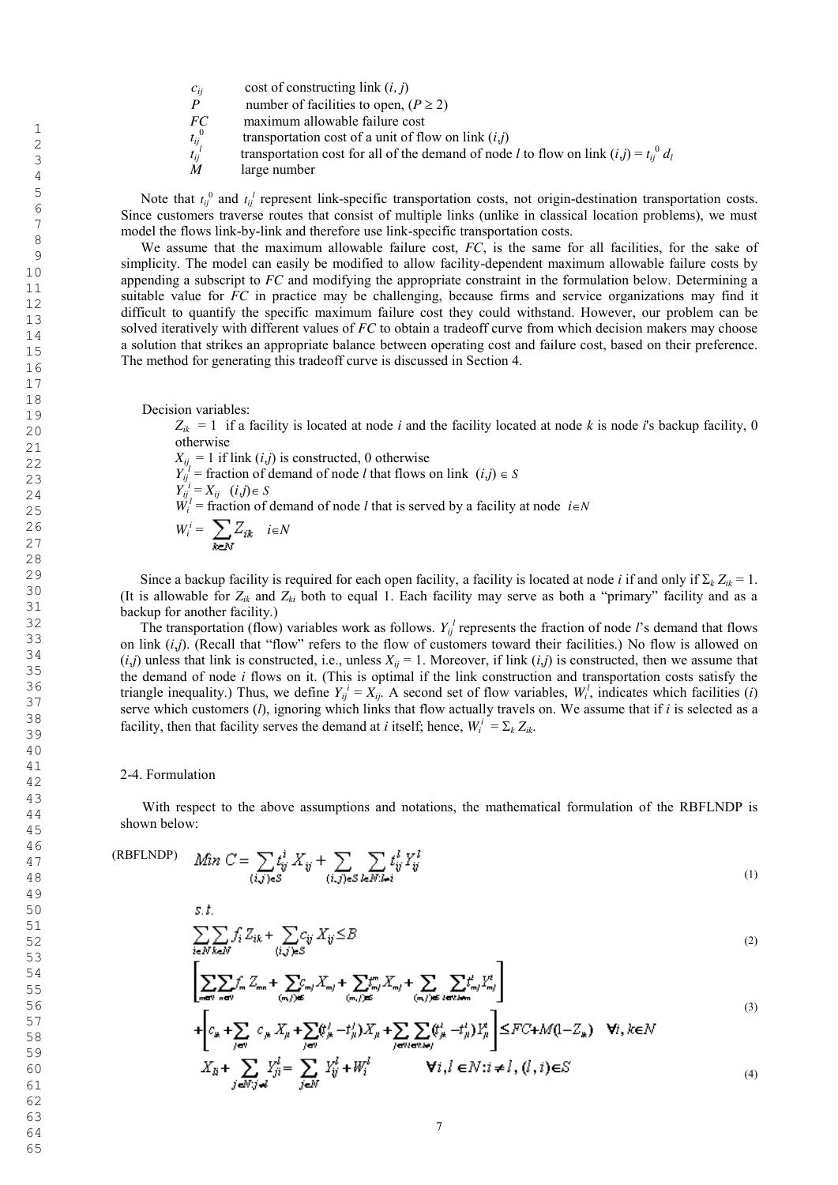| | |
|---|---|
| $c_{ij}$ | cost of constructing link $(i, j)$ |
| $P$ | number of facilities to open, $(P \geq 2)$ |
| $FC$ | maximum allowable failure cost |
| $t_{ij}^{0}$ | transportation cost of a unit of flow on link $(i,j)$ |
| $t_{ij}^{l}$ | transportation cost for all of the demand of node $l$ to flow on link $(i,j) = t_{ij}^{0}\, d_l$ |
| $M$ | large number |

Note that $t_{ij}^{0}$ and $t_{ij}^{l}$ represent link-specific transportation costs, not origin-destination transportation costs. Since customers traverse routes that consist of multiple links (unlike in classical location problems), we must model the flows link-by-link and therefore use link-specific transportation costs.

We assume that the maximum allowable failure cost, $FC$, is the same for all facilities, for the sake of simplicity. The model can easily be modified to allow facility-dependent maximum allowable failure costs by appending a subscript to $FC$ and modifying the appropriate constraint in the formulation below. Determining a suitable value for $FC$ in practice may be challenging, because firms and service organizations may find it difficult to quantify the specific maximum failure cost they could withstand. However, our problem can be solved iteratively with different values of $FC$ to obtain a tradeoff curve from which decision makers may choose a solution that strikes an appropriate balance between operating cost and failure cost, based on their preference. The method for generating this tradeoff curve is discussed in Section 4.

Decision variables:

$Z_{ik} = 1$ if a facility is located at node $i$ and the facility located at node $k$ is node $i$'s backup facility, 0 otherwise

$X_{ij} = 1$ if link $(i,j)$ is constructed, 0 otherwise

$Y_{ij}^{l}$ = fraction of demand of node $l$ that flows on link $(i,j) \in S$

$Y_{ij}^{i} = X_{ij} \quad (i,j) \in S$

$W_{i}^{l}$ = fraction of demand of node $l$ that is served by a facility at node $i \in N$

$W_{i}^{i} = \sum_{k \in N} Z_{ik} \quad i \in N$

Since a backup facility is required for each open facility, a facility is located at node $i$ if and only if $\Sigma_k Z_{ik} = 1$. (It is allowable for $Z_{ik}$ and $Z_{ki}$ both to equal 1. Each facility may serve as both a "primary" facility and as a backup for another facility.)

The transportation (flow) variables work as follows. $Y_{ij}^{l}$ represents the fraction of node $l$'s demand that flows on link $(i,j)$. (Recall that "flow" refers to the flow of customers toward their facilities.) No flow is allowed on $(i,j)$ unless that link is constructed, i.e., unless $X_{ij} = 1$. Moreover, if link $(i,j)$ is constructed, then we assume that the demand of node $i$ flows on it. (This is optimal if the link construction and transportation costs satisfy the triangle inequality.) Thus, we define $Y_{ij}^{i} = X_{ij}$. A second set of flow variables, $W_{i}^{l}$, indicates which facilities ($i$) serve which customers ($l$), ignoring which links that flow actually travels on. We assume that if $i$ is selected as a facility, then that facility serves the demand at $i$ itself; hence, $W_{i}^{i} = \Sigma_k Z_{ik}$.

## 2-4. Formulation

With respect to the above assumptions and notations, the mathematical formulation of the RBFLNDP is shown below:

(RBFLNDP)
$$Min\ C = \sum_{(i,j)\in S} t_{ij}^{i} X_{ij} + \sum_{(i,j)\in S} \sum_{l\in N: l\neq i} t_{ij}^{l} Y_{ij}^{l} \tag{1}$$

s.t.

$$\sum_{i\in N}\sum_{k\in N} f_i Z_{ik} + \sum_{(i,j)\in S} c_{ij} X_{ij} \leq B \tag{2}$$

$$\left[\sum_{m\in V}\sum_{n\in V} f_m Z_{mn} + \sum_{(m,j)\in S} c_{mj} X_{mj} + \sum_{(m,j)\in S} t_{mj}^{m} X_{mj} + \sum_{(m,j)\in S}\sum_{l\in V: l\neq m} t_{mj}^{l} Y_{mj}^{l}\right] + \left[c_{ik} + \sum_{j\in V} c_{jk} X_{ji} + \sum_{j\in V} (t_{jk}^{j} - t_{ji}^{j}) X_{ji} + \sum_{j\in V}\sum_{l\in V: l\neq j} (t_{jk}^{l} - t_{ji}^{l}) Y_{ji}^{l}\right] \leq FC + M(1 - Z_{ik}) \quad \forall i,k \in N \tag{3}$$

$$X_{li} + \sum_{j\in N: j\neq l} Y_{ji}^{l} = \sum_{j\in N} Y_{ij}^{l} + W_{i}^{l} \qquad \forall i,l \in N: i \neq l,\ (l,i)\in S \tag{4}$$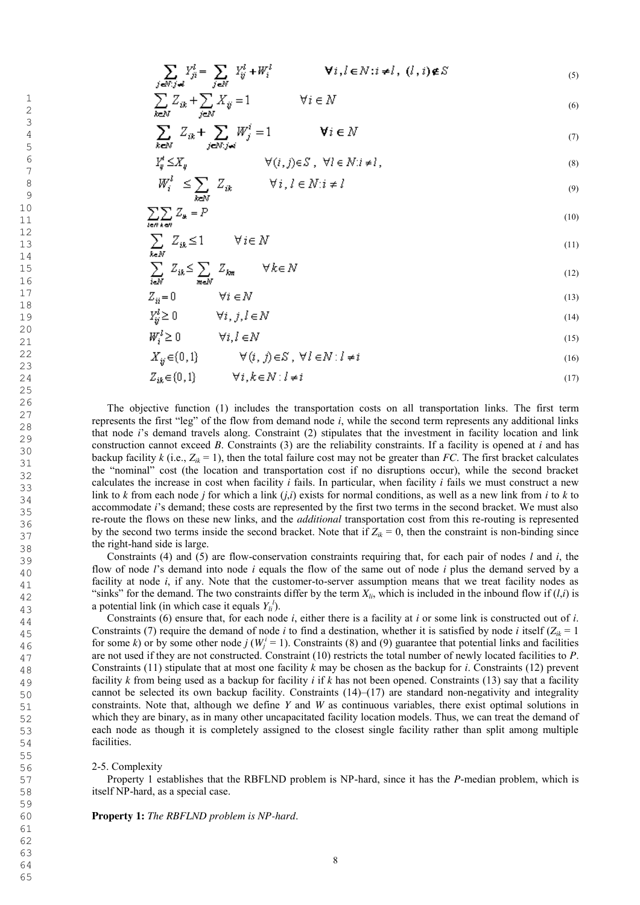$$\sum_{j \in N: j \neq l} Y_{ji}^{l} = \sum_{j \in N} Y_{ij}^{l} + W_{i}^{l} \qquad \forall i, l \in N: i \neq l,\ (l, i) \notin S \tag{5}$$

$$\sum_{k \in N} Z_{ik} + \sum_{j \in N} X_{ij} = 1 \qquad \forall i \in N \tag{6}$$

$$\sum_{k \in N} Z_{ik} + \sum_{j \in N: j \neq i} W_{j}^{i} = 1 \qquad \forall i \in N \tag{7}$$

$$Y_{ij}^{l} \leq X_{ij} \qquad \forall (i,j) \in S,\ \forall l \in N: i \neq l, \tag{8}$$

$$W_{i}^{l} \leq \sum_{k \in N} Z_{ik} \qquad \forall i, l \in N: i \neq l \tag{9}$$

$$\sum_{i \in N} \sum_{k \in N} Z_{ik} = P \tag{10}$$

$$\sum_{k \in N} Z_{ik} \leq 1 \qquad \forall i \in N \tag{11}$$

$$\sum_{i \in N} Z_{ik} \leq \sum_{m \in N} Z_{km} \qquad \forall k \in N \tag{12}$$

$$Z_{ii} = 0 \qquad \forall i \in N \tag{13}$$

$$Y_{ij}^{l} \geq 0 \qquad \forall i, j, l \in N \tag{14}$$

$$W_{i}^{l} \geq 0 \qquad \forall i, l \in N \tag{15}$$

$$X_{ij} \in \{0, 1\} \qquad \forall (i, j) \in S,\ \forall l \in N: l \neq i \tag{16}$$

$$Z_{ik} \in \{0, 1\} \qquad \forall i, k \in N: l \neq i \tag{17}$$

The objective function (1) includes the transportation costs on all transportation links. The first term represents the first "leg" of the flow from demand node $i$, while the second term represents any additional links that node $i$'s demand travels along. Constraint (2) stipulates that the investment in facility location and link construction cannot exceed $B$. Constraints (3) are the reliability constraints. If a facility is opened at $i$ and has backup facility $k$ (i.e., $Z_{ik} = 1$), then the total failure cost may not be greater than $FC$. The first bracket calculates the "nominal" cost (the location and transportation cost if no disruptions occur), while the second bracket calculates the increase in cost when facility $i$ fails. In particular, when facility $i$ fails we must construct a new link to $k$ from each node $j$ for which a link $(j,i)$ exists for normal conditions, as well as a new link from $i$ to $k$ to accommodate $i$'s demand; these costs are represented by the first two terms in the second bracket. We must also re-route the flows on these new links, and the *additional* transportation cost from this re-routing is represented by the second two terms inside the second bracket. Note that if $Z_{ik} = 0$, then the constraint is non-binding since the right-hand side is large.

Constraints (4) and (5) are flow-conservation constraints requiring that, for each pair of nodes $l$ and $i$, the flow of node $l$'s demand into node $i$ equals the flow of the same out of node $i$ plus the demand served by a facility at node $i$, if any. Note that the customer-to-server assumption means that we treat facility nodes as "sinks" for the demand. The two constraints differ by the term $X_{li}$, which is included in the inbound flow if $(l,i)$ is a potential link (in which case it equals $Y_{li}^{l}$).

Constraints (6) ensure that, for each node $i$, either there is a facility at $i$ or some link is constructed out of $i$. Constraints (7) require the demand of node $i$ to find a destination, whether it is satisfied by node $i$ itself ($Z_{ik} = 1$ for some $k$) or by some other node $j$ ($W_j^i = 1$). Constraints (8) and (9) guarantee that potential links and facilities are not used if they are not constructed. Constraint (10) restricts the total number of newly located facilities to $P$. Constraints (11) stipulate that at most one facility $k$ may be chosen as the backup for $i$. Constraints (12) prevent facility $k$ from being used as a backup for facility $i$ if $k$ has not been opened. Constraints (13) say that a facility cannot be selected its own backup facility. Constraints (14)–(17) are standard non-negativity and integrality constraints. Note that, although we define $Y$ and $W$ as continuous variables, there exist optimal solutions in which they are binary, as in many other uncapacitated facility location models. Thus, we can treat the demand of each node as though it is completely assigned to the closest single facility rather than split among multiple facilities.

## 2-5. Complexity

Property 1 establishes that the RBFLND problem is NP-hard, since it has the $P$-median problem, which is itself NP-hard, as a special case.

**Property 1:** *The RBFLND problem is NP-hard.*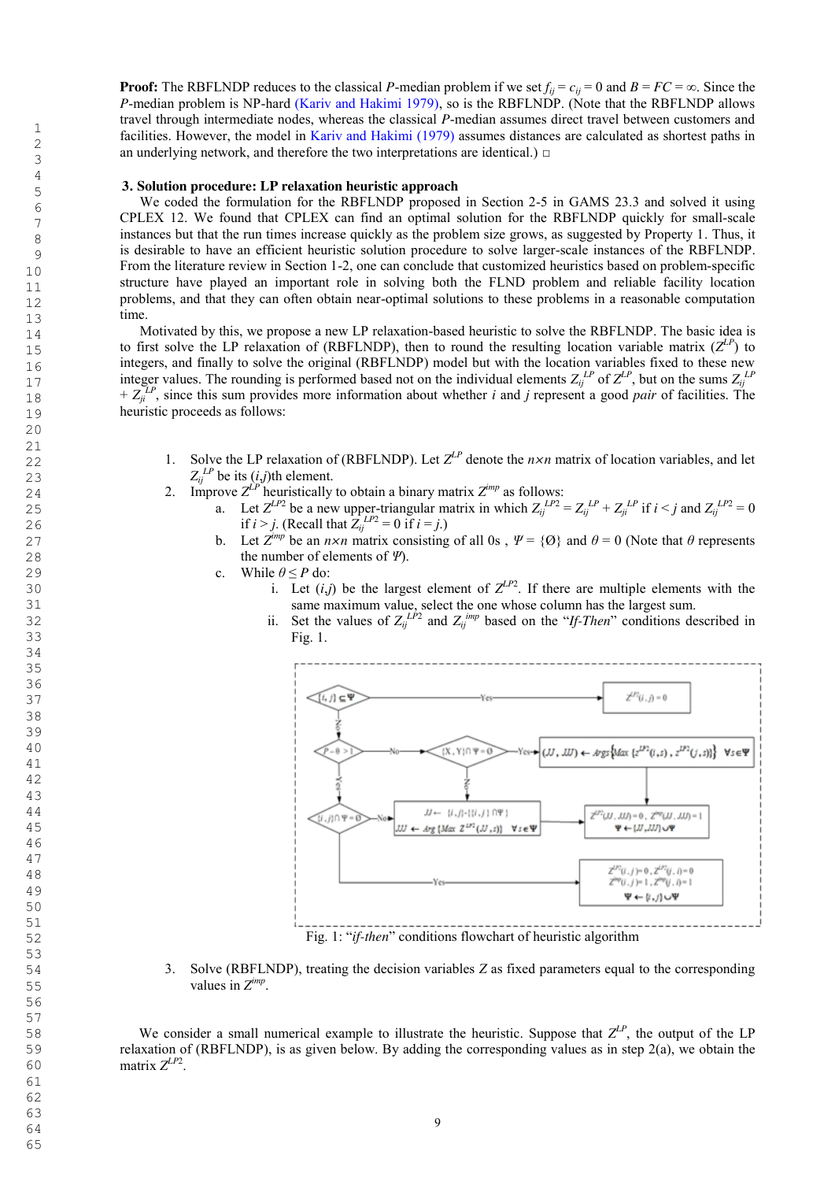**Proof:** The RBFLNDP reduces to the classical $P$-median problem if we set $f_{ij} = c_{ij} = 0$ and $B = FC = \infty$. Since the $P$-median problem is NP-hard (Kariv and Hakimi 1979), so is the RBFLNDP. (Note that the RBFLNDP allows travel through intermediate nodes, whereas the classical $P$-median assumes direct travel between customers and facilities. However, the model in Kariv and Hakimi (1979) assumes distances are calculated as shortest paths in an underlying network, and therefore the two interpretations are identical.) □

## 3. Solution procedure: LP relaxation heuristic approach

We coded the formulation for the RBFLNDP proposed in Section 2-5 in GAMS 23.3 and solved it using CPLEX 12. We found that CPLEX can find an optimal solution for the RBFLNDP quickly for small-scale instances but that the run times increase quickly as the problem size grows, as suggested by Property 1. Thus, it is desirable to have an efficient solution procedure to solve larger-scale instances of the RBFLNDP. From the literature review in Section 1-2, one can conclude that customized heuristics based on problem-specific structure have played an important role in solving both the FLND problem and reliable facility location problems, and that they can often obtain near-optimal solutions to these problems in a reasonable computation time.

Motivated by this, we propose a new LP relaxation-based heuristic to solve the RBFLNDP. The basic idea is to first solve the LP relaxation of (RBFLNDP), then to round the resulting location variable matrix ($Z^{LP}$) to integers, and finally to solve the original (RBFLNDP) model but with the location variables fixed to these new integer values. The rounding is performed based not on the individual elements $Z_{ij}^{LP}$ of $Z^{LP}$, but on the sums $Z_{ij}^{LP} + Z_{ji}^{LP}$, since this sum provides more information about whether $i$ and $j$ represent a good *pair* of facilities. The heuristic proceeds as follows:

1. Solve the LP relaxation of (RBFLNDP). Let $Z^{LP}$ denote the $n{\times}n$ matrix of location variables, and let $Z_{ij}^{LP}$ be its $(i,j)$th element.
2. Improve $Z^{LP}$ heuristically to obtain a binary matrix $Z^{imp}$ as follows:
   a. Let $Z^{LP2}$ be a new upper-triangular matrix in which $Z_{ij}^{LP2} = Z_{ij}^{LP} + Z_{ji}^{LP}$ if $i < j$ and $Z_{ij}^{LP2} = 0$ if $i > j$. (Recall that $Z_{ij}^{LP2} = 0$ if $i = j$.)
   b. Let $Z^{imp}$ be an $n{\times}n$ matrix consisting of all 0s , $\Psi = \{\emptyset\}$ and $\theta = 0$ (Note that $\theta$ represents the number of elements of $\Psi$).
   c. While $\theta \leq P$ do:
      i. Let $(i,j)$ be the largest element of $Z^{LP2}$. If there are multiple elements with the same maximum value, select the one whose column has the largest sum.
      ii. Set the values of $Z_{ij}^{LP2}$ and $Z_{ij}^{imp}$ based on the "*If-Then*" conditions described in Fig. 1.

Fig. 1: "*if-then*" conditions flowchart of heuristic algorithm

3. Solve (RBFLNDP), treating the decision variables $Z$ as fixed parameters equal to the corresponding values in $Z^{imp}$.

We consider a small numerical example to illustrate the heuristic. Suppose that $Z^{LP}$, the output of the LP relaxation of (RBFLNDP), is as given below. By adding the corresponding values as in step 2(a), we obtain the matrix $Z^{LP2}$.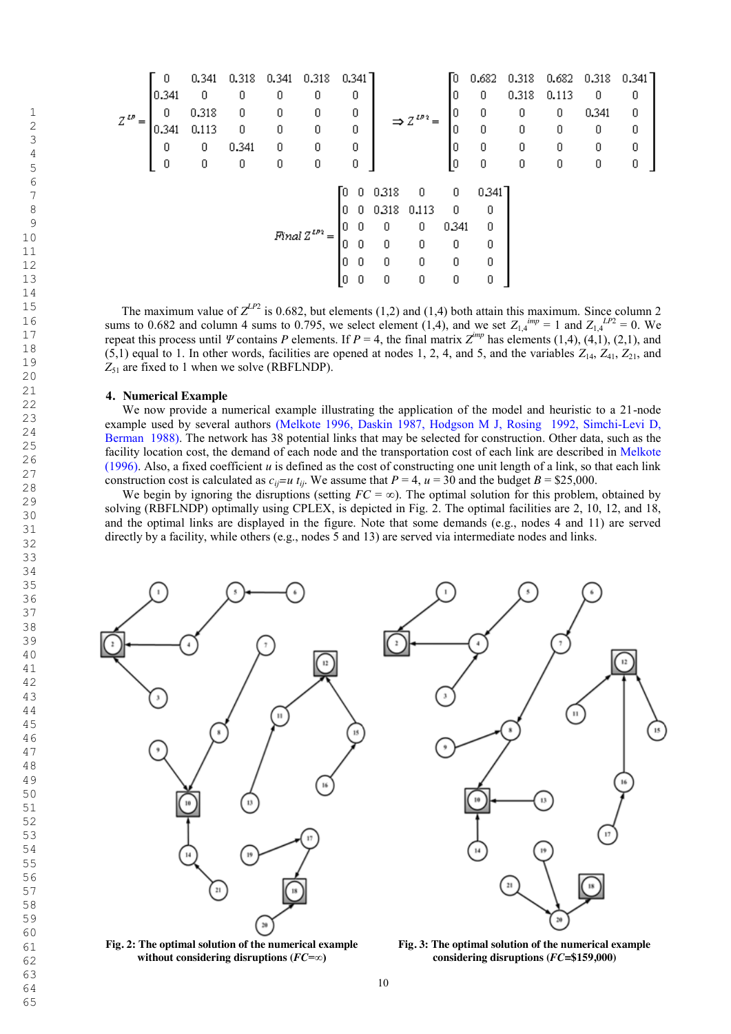$$Z^{LP} = \begin{bmatrix} 0 & 0.341 & 0.318 & 0.341 & 0.318 & 0.341 \\ 0.341 & 0 & 0 & 0 & 0 & 0 \\ 0 & 0.318 & 0 & 0 & 0 & 0 \\ 0.341 & 0.113 & 0 & 0 & 0 & 0 \\ 0 & 0 & 0.341 & 0 & 0 & 0 \\ 0 & 0 & 0 & 0 & 0 & 0 \end{bmatrix} \Rightarrow Z^{LP2} = \begin{bmatrix} 0 & 0.682 & 0.318 & 0.682 & 0.318 & 0.341 \\ 0 & 0 & 0.318 & 0.113 & 0 & 0 \\ 0 & 0 & 0 & 0 & 0.341 & 0 \\ 0 & 0 & 0 & 0 & 0 & 0 \\ 0 & 0 & 0 & 0 & 0 & 0 \\ 0 & 0 & 0 & 0 & 0 & 0 \end{bmatrix}$$

$$\text{Final } Z^{LP2} = \begin{bmatrix} 0 & 0 & 0.318 & 0 & 0 & 0.341 \\ 0 & 0 & 0.318 & 0.113 & 0 & 0 \\ 0 & 0 & 0 & 0 & 0.341 & 0 \\ 0 & 0 & 0 & 0 & 0 & 0 \\ 0 & 0 & 0 & 0 & 0 & 0 \\ 0 & 0 & 0 & 0 & 0 & 0 \end{bmatrix}$$

The maximum value of $Z^{LP2}$ is 0.682, but elements (1,2) and (1,4) both attain this maximum. Since column 2 sums to 0.682 and column 4 sums to 0.795, we select element (1,4), and we set $Z_{1,4}^{imp} = 1$ and $Z_{1,4}^{LP2} = 0$. We repeat this process until $\Psi$ contains $P$ elements. If $P = 4$, the final matrix $Z^{imp}$ has elements (1,4), (4,1), (2,1), and (5,1) equal to 1. In other words, facilities are opened at nodes 1, 2, 4, and 5, and the variables $Z_{14}$, $Z_{41}$, $Z_{21}$, and $Z_{51}$ are fixed to 1 when we solve (RBFLNDP).

## 4. Numerical Example

We now provide a numerical example illustrating the application of the model and heuristic to a 21-node example used by several authors (Melkote 1996, Daskin 1987, Hodgson M J, Rosing 1992, Simchi-Levi D, Berman 1988). The network has 38 potential links that may be selected for construction. Other data, such as the facility location cost, the demand of each node and the transportation cost of each link are described in Melkote (1996). Also, a fixed coefficient $u$ is defined as the cost of constructing one unit length of a link, so that each link construction cost is calculated as $c_{ij}=u\ t_{ij}$. We assume that $P = 4$, $u = 30$ and the budget $B$ = \$25,000.

We begin by ignoring the disruptions (setting $FC = \infty$). The optimal solution for this problem, obtained by solving (RBFLNDP) optimally using CPLEX, is depicted in Fig. 2. The optimal facilities are 2, 10, 12, and 18, and the optimal links are displayed in the figure. Note that some demands (e.g., nodes 4 and 11) are served directly by a facility, while others (e.g., nodes 5 and 13) are served via intermediate nodes and links.

**Fig. 2: The optimal solution of the numerical example without considering disruptions ($FC$=∞)**

**Fig. 3: The optimal solution of the numerical example considering disruptions ($FC$=\$159,000)**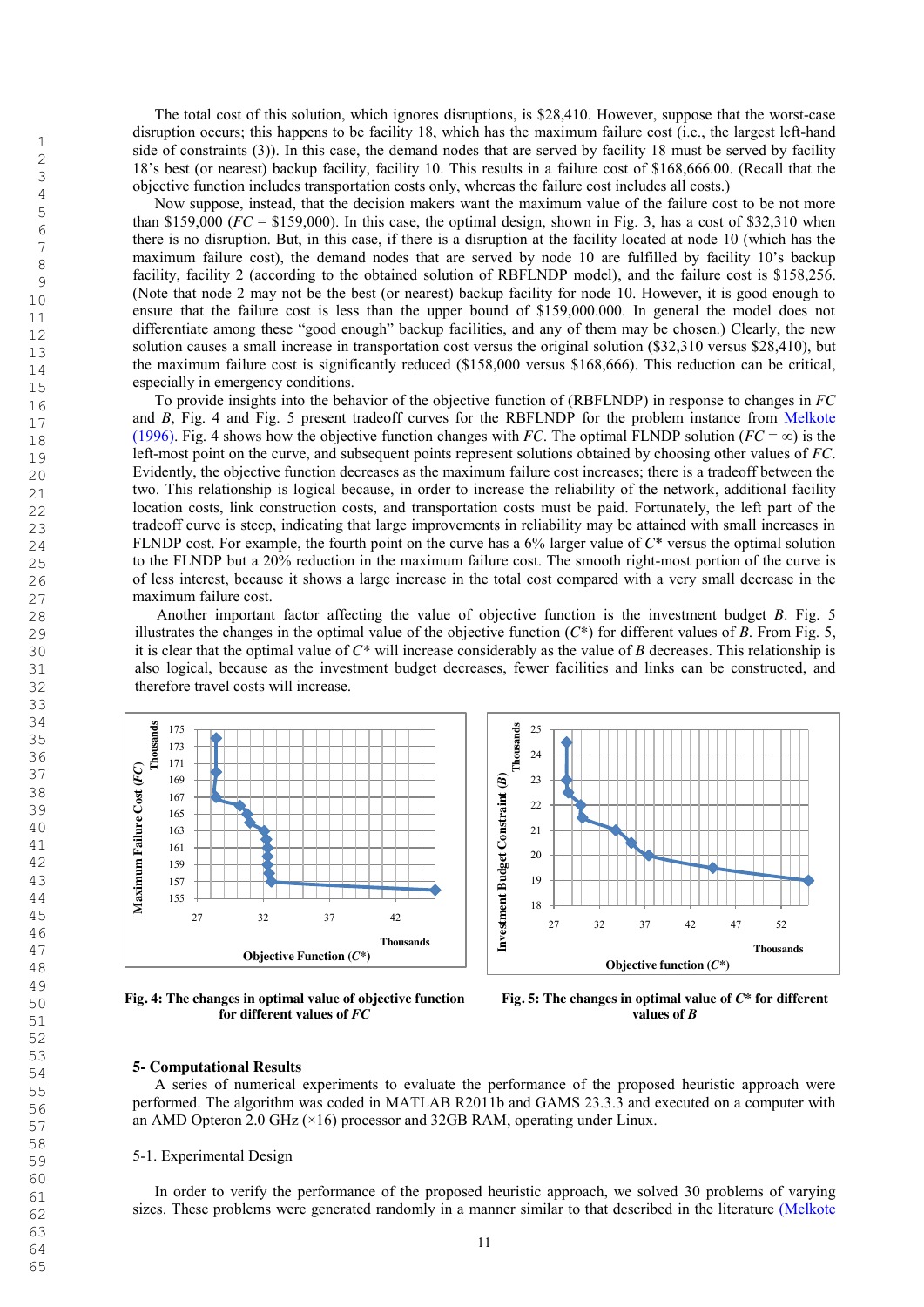The total cost of this solution, which ignores disruptions, is \$28,410. However, suppose that the worst-case disruption occurs; this happens to be facility 18, which has the maximum failure cost (i.e., the largest left-hand side of constraints (3)). In this case, the demand nodes that are served by facility 18 must be served by facility 18's best (or nearest) backup facility, facility 10. This results in a failure cost of \$168,666.00. (Recall that the objective function includes transportation costs only, whereas the failure cost includes all costs.)

Now suppose, instead, that the decision makers want the maximum value of the failure cost to be not more than \$159,000 ($FC$ = \$159,000). In this case, the optimal design, shown in Fig. 3, has a cost of \$32,310 when there is no disruption. But, in this case, if there is a disruption at the facility located at node 10 (which has the maximum failure cost), the demand nodes that are served by node 10 are fulfilled by facility 10's backup facility, facility 2 (according to the obtained solution of RBFLNDP model), and the failure cost is \$158,256. (Note that node 2 may not be the best (or nearest) backup facility for node 10. However, it is good enough to ensure that the failure cost is less than the upper bound of \$159,000.000. In general the model does not differentiate among these "good enough" backup facilities, and any of them may be chosen.) Clearly, the new solution causes a small increase in transportation cost versus the original solution (\$32,310 versus \$28,410), but the maximum failure cost is significantly reduced (\$158,000 versus \$168,666). This reduction can be critical, especially in emergency conditions.

To provide insights into the behavior of the objective function of (RBFLNDP) in response to changes in $FC$ and $B$, Fig. 4 and Fig. 5 present tradeoff curves for the RBFLNDP for the problem instance from Melkote (1996). Fig. 4 shows how the objective function changes with $FC$. The optimal FLNDP solution ($FC = \infty$) is the left-most point on the curve, and subsequent points represent solutions obtained by choosing other values of $FC$. Evidently, the objective function decreases as the maximum failure cost increases; there is a tradeoff between the two. This relationship is logical because, in order to increase the reliability of the network, additional facility location costs, link construction costs, and transportation costs must be paid. Fortunately, the left part of the tradeoff curve is steep, indicating that large improvements in reliability may be attained with small increases in FLNDP cost. For example, the fourth point on the curve has a 6% larger value of $C^*$ versus the optimal solution to the FLNDP but a 20% reduction in the maximum failure cost. The smooth right-most portion of the curve is of less interest, because it shows a large increase in the total cost compared with a very small decrease in the maximum failure cost.

Another important factor affecting the value of objective function is the investment budget $B$. Fig. 5 illustrates the changes in the optimal value of the objective function ($C^*$) for different values of $B$. From Fig. 5, it is clear that the optimal value of $C^*$ will increase considerably as the value of $B$ decreases. This relationship is also logical, because as the investment budget decreases, fewer facilities and links can be constructed, and therefore travel costs will increase.

**Fig. 4: The changes in optimal value of objective function for different values of $FC$**

**Fig. 5: The changes in optimal value of $C^*$ for different values of $B$**

## 5- Computational Results

A series of numerical experiments to evaluate the performance of the proposed heuristic approach were performed. The algorithm was coded in MATLAB R2011b and GAMS 23.3.3 and executed on a computer with an AMD Opteron 2.0 GHz (×16) processor and 32GB RAM, operating under Linux.

### 5-1. Experimental Design

In order to verify the performance of the proposed heuristic approach, we solved 30 problems of varying sizes. These problems were generated randomly in a manner similar to that described in the literature (Melkote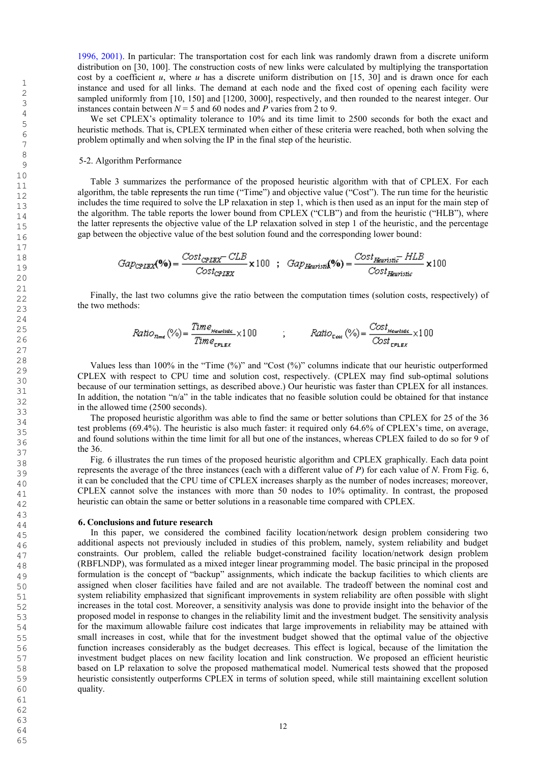1996, 2001). In particular: The transportation cost for each link was randomly drawn from a discrete uniform distribution on [30, 100]. The construction costs of new links were calculated by multiplying the transportation cost by a coefficient $u$, where $u$ has a discrete uniform distribution on [15, 30] and is drawn once for each instance and used for all links. The demand at each node and the fixed cost of opening each facility were sampled uniformly from [10, 150] and [1200, 3000], respectively, and then rounded to the nearest integer. Our instances contain between $N = 5$ and 60 nodes and $P$ varies from 2 to 9.

We set CPLEX's optimality tolerance to 10% and its time limit to 2500 seconds for both the exact and heuristic methods. That is, CPLEX terminated when either of these criteria were reached, both when solving the problem optimally and when solving the IP in the final step of the heuristic.

### 5-2. Algorithm Performance

Table 3 summarizes the performance of the proposed heuristic algorithm with that of CPLEX. For each algorithm, the table represents the run time ("Time") and objective value ("Cost"). The run time for the heuristic includes the time required to solve the LP relaxation in step 1, which is then used as an input for the main step of the algorithm. The table reports the lower bound from CPLEX ("CLB") and from the heuristic ("HLB"), where the latter represents the objective value of the LP relaxation solved in step 1 of the heuristic, and the percentage gap between the objective value of the best solution found and the corresponding lower bound:

$$Gap_{CPLEX}(\%) = \frac{Cost_{CPLEX} - CLB}{Cost_{CPLEX}} \times 100 \quad ; \quad Gap_{Heuristic}(\%) = \frac{Cost_{Heuristic} - HLB}{Cost_{Heuristic}} \times 100$$

Finally, the last two columns give the ratio between the computation times (solution costs, respectively) of the two methods:

$$Ratio_{Time}(\%) = \frac{Time_{Heuristic}}{Time_{CPLEX}} \times 100 \qquad ; \qquad Ratio_{Cost}(\%) = \frac{Cost_{Heuristic}}{Cost_{CPLEX}} \times 100$$

Values less than 100% in the "Time (%)" and "Cost (%)" columns indicate that our heuristic outperformed CPLEX with respect to CPU time and solution cost, respectively. (CPLEX may find sub-optimal solutions because of our termination settings, as described above.) Our heuristic was faster than CPLEX for all instances. In addition, the notation "n/a" in the table indicates that no feasible solution could be obtained for that instance in the allowed time (2500 seconds).

The proposed heuristic algorithm was able to find the same or better solutions than CPLEX for 25 of the 36 test problems (69.4%). The heuristic is also much faster: it required only 64.6% of CPLEX's time, on average, and found solutions within the time limit for all but one of the instances, whereas CPLEX failed to do so for 9 of the 36.

Fig. 6 illustrates the run times of the proposed heuristic algorithm and CPLEX graphically. Each data point represents the average of the three instances (each with a different value of $P$) for each value of $N$. From Fig. 6, it can be concluded that the CPU time of CPLEX increases sharply as the number of nodes increases; moreover, CPLEX cannot solve the instances with more than 50 nodes to 10% optimality. In contrast, the proposed heuristic can obtain the same or better solutions in a reasonable time compared with CPLEX.

## 6. Conclusions and future research

In this paper, we considered the combined facility location/network design problem considering two additional aspects not previously included in studies of this problem, namely, system reliability and budget constraints. Our problem, called the reliable budget-constrained facility location/network design problem (RBFLNDP), was formulated as a mixed integer linear programming model. The basic principal in the proposed formulation is the concept of "backup" assignments, which indicate the backup facilities to which clients are assigned when closer facilities have failed and are not available. The tradeoff between the nominal cost and system reliability emphasized that significant improvements in system reliability are often possible with slight increases in the total cost. Moreover, a sensitivity analysis was done to provide insight into the behavior of the proposed model in response to changes in the reliability limit and the investment budget. The sensitivity analysis for the maximum allowable failure cost indicates that large improvements in reliability may be attained with small increases in cost, while that for the investment budget showed that the optimal value of the objective function increases considerably as the budget decreases. This effect is logical, because of the limitation the investment budget places on new facility location and link construction. We proposed an efficient heuristic based on LP relaxation to solve the proposed mathematical model. Numerical tests showed that the proposed heuristic consistently outperforms CPLEX in terms of solution speed, while still maintaining excellent solution quality.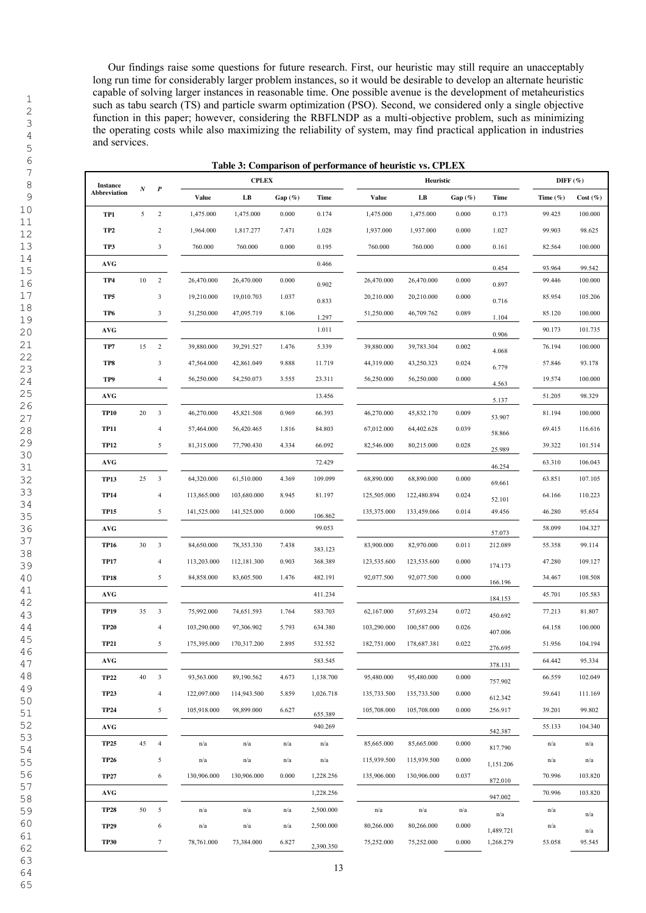Our findings raise some questions for future research. First, our heuristic may still require an unacceptably long run time for considerably larger problem instances, so it would be desirable to develop an alternate heuristic capable of solving larger instances in reasonable time. One possible avenue is the development of metaheuristics such as tabu search (TS) and particle swarm optimization (PSO). Second, we considered only a single objective function in this paper; however, considering the RBFLNDP as a multi-objective problem, such as minimizing the operating costs while also maximizing the reliability of system, may find practical application in industries and services.

**Table 3: Comparison of performance of heuristic vs. CPLEX**

| Instance Abbreviation | *N* | *P* | CPLEX | | | | Heuristic | | | | DIFF (%) | |
|---|---|---|---|---|---|---|---|---|---|---|---|---|
| | | | Value | LB | Gap (%) | Time | Value | LB | Gap (%) | Time | Time (%) | Cost (%) |
| **TP1** | 5 | 2 | 1,475.000 | 1,475.000 | 0.000 | 0.174 | 1,475.000 | 1,475.000 | 0.000 | 0.173 | 99.425 | 100.000 |
| **TP2** | | 2 | 1,964.000 | 1,817.277 | 7.471 | 1.028 | 1,937.000 | 1,937.000 | 0.000 | 1.027 | 99.903 | 98.625 |
| **TP3** | | 3 | 760.000 | 760.000 | 0.000 | 0.195 | 760.000 | 760.000 | 0.000 | 0.161 | 82.564 | 100.000 |
| **AVG** | | | | | | 0.466 | | | | 0.454 | 93.964 | 99.542 |
| **TP4** | 10 | 2 | 26,470.000 | 26,470.000 | 0.000 | 0.902 | 26,470.000 | 26,470.000 | 0.000 | 0.897 | 99.446 | 100.000 |
| **TP5** | | 3 | 19,210.000 | 19,010.703 | 1.037 | 0.833 | 20,210.000 | 20,210.000 | 0.000 | 0.716 | 85.954 | 105.206 |
| **TP6** | | 3 | 51,250.000 | 47,095.719 | 8.106 | 1.297 | 51,250.000 | 46,709.762 | 0.089 | 1.104 | 85.120 | 100.000 |
| **AVG** | | | | | | 1.011 | | | | 0.906 | 90.173 | 101.735 |
| **TP7** | 15 | 2 | 39,880.000 | 39,291.527 | 1.476 | 5.339 | 39,880.000 | 39,783.304 | 0.002 | 4.068 | 76.194 | 100.000 |
| **TP8** | | 3 | 47,564.000 | 42,861.049 | 9.888 | 11.719 | 44,319.000 | 43,250.323 | 0.024 | 6.779 | 57.846 | 93.178 |
| **TP9** | | 4 | 56,250.000 | 54,250.073 | 3.555 | 23.311 | 56,250.000 | 56,250.000 | 0.000 | 4.563 | 19.574 | 100.000 |
| **AVG** | | | | | | 13.456 | | | | 5.137 | 51.205 | 98.329 |
| **TP10** | 20 | 3 | 46,270.000 | 45,821.508 | 0.969 | 66.393 | 46,270.000 | 45,832.170 | 0.009 | 53.907 | 81.194 | 100.000 |
| **TP11** | | 4 | 57,464.000 | 56,420.465 | 1.816 | 84.803 | 67,012.000 | 64,402.628 | 0.039 | 58.866 | 69.415 | 116.616 |
| **TP12** | | 5 | 81,315.000 | 77,790.430 | 4.334 | 66.092 | 82,546.000 | 80,215.000 | 0.028 | 25.989 | 39.322 | 101.514 |
| **AVG** | | | | | | 72.429 | | | | 46.254 | 63.310 | 106.043 |
| **TP13** | 25 | 3 | 64,320.000 | 61,510.000 | 4.369 | 109.099 | 68,890.000 | 68,890.000 | 0.000 | 69.661 | 63.851 | 107.105 |
| **TP14** | | 4 | 113,865.000 | 103,680.000 | 8.945 | 81.197 | 125,505.000 | 122,480.894 | 0.024 | 52.101 | 64.166 | 110.223 |
| **TP15** | | 5 | 141,525.000 | 141,525.000 | 0.000 | 106.862 | 135,375.000 | 133,459.066 | 0.014 | 49.456 | 46.280 | 95.654 |
| **AVG** | | | | | | 99.053 | | | | 57.073 | 58.099 | 104.327 |
| **TP16** | 30 | 3 | 84,650.000 | 78,353.330 | 7.438 | 383.123 | 83,900.000 | 82,970.000 | 0.011 | 212.089 | 55.358 | 99.114 |
| **TP17** | | 4 | 113,203.000 | 112,181.300 | 0.903 | 368.389 | 123,535.600 | 123,535.600 | 0.000 | 174.173 | 47.280 | 109.127 |
| **TP18** | | 5 | 84,858.000 | 83,605.500 | 1.476 | 482.191 | 92,077.500 | 92,077.500 | 0.000 | 166.196 | 34.467 | 108.508 |
| **AVG** | | | | | | 411.234 | | | | 184.153 | 45.701 | 105.583 |
| **TP19** | 35 | 3 | 75,992.000 | 74,651.593 | 1.764 | 583.703 | 62,167.000 | 57,693.234 | 0.072 | 450.692 | 77.213 | 81.807 |
| **TP20** | | 4 | 103,290.000 | 97,306.902 | 5.793 | 634.380 | 103,290.000 | 100,587.000 | 0.026 | 407.006 | 64.158 | 100.000 |
| **TP21** | | 5 | 175,395.000 | 170,317.200 | 2.895 | 532.552 | 182,751.000 | 178,687.381 | 0.022 | 276.695 | 51.956 | 104.194 |
| **AVG** | | | | | | 583.545 | | | | 378.131 | 64.442 | 95.334 |
| **TP22** | 40 | 3 | 93,563.000 | 89,190.562 | 4.673 | 1,138.700 | 95,480.000 | 95,480.000 | 0.000 | 757.902 | 66.559 | 102.049 |
| **TP23** | | 4 | 122,097.000 | 114,943.500 | 5.859 | 1,026.718 | 135,733.500 | 135,733.500 | 0.000 | 612.342 | 59.641 | 111.169 |
| **TP24** | | 5 | 105,918.000 | 98,899.000 | 6.627 | 655.389 | 105,708.000 | 105,708.000 | 0.000 | 256.917 | 39.201 | 99.802 |
| **AVG** | | | | | | 940.269 | | | | 542.387 | 55.133 | 104.340 |
| **TP25** | 45 | 4 | n/a | n/a | n/a | n/a | 85,665.000 | 85,665.000 | 0.000 | 817.790 | n/a | n/a |
| **TP26** | | 5 | n/a | n/a | n/a | n/a | 115,939.500 | 115,939.500 | 0.000 | 1,151.206 | n/a | n/a |
| **TP27** | | 6 | 130,906.000 | 130,906.000 | 0.000 | 1,228.256 | 135,906.000 | 130,906.000 | 0.037 | 872.010 | 70.996 | 103.820 |
| **AVG** | | | | | | 1,228.256 | | | | 947.002 | 70.996 | 103.820 |
| **TP28** | 50 | 5 | n/a | n/a | n/a | 2,500.000 | n/a | n/a | n/a | n/a | n/a | n/a |
| **TP29** | | 6 | n/a | n/a | n/a | 2,500.000 | 80,266.000 | 80,266.000 | 0.000 | 1,489.721 | n/a | n/a |
| **TP30** | | 7 | 78,761.000 | 73,384.000 | 6.827 | 2,390.350 | 75,252.000 | 75,252.000 | 0.000 | 1,268.279 | 53.058 | 95.545 |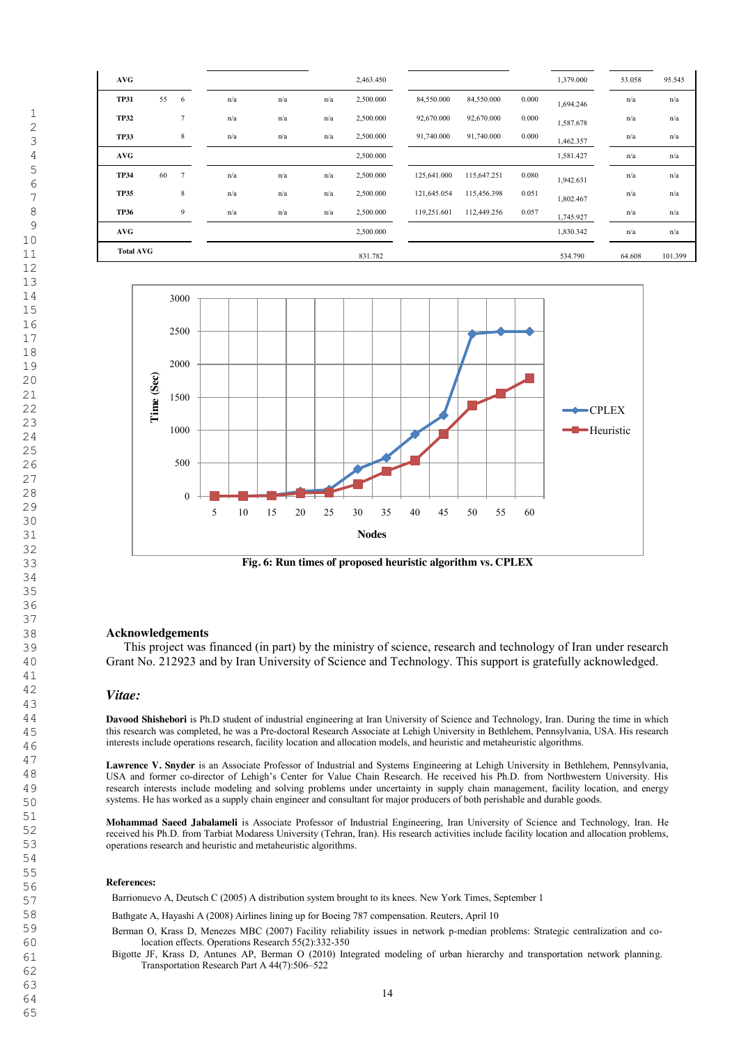| | | | | | | | | | | | | |
|---|---|---|---|---|---|---|---|---|---|---|---|---|
| **AVG** | | | | | | 2,463.450 | | | | 1,379.000 | 53.058 | 95.545 |
| **TP31** | 55 | 6 | n/a | n/a | n/a | 2,500.000 | 84,550.000 | 84,550.000 | 0.000 | 1,694.246 | n/a | n/a |
| **TP32** | | 7 | n/a | n/a | n/a | 2,500.000 | 92,670.000 | 92,670.000 | 0.000 | 1,587.678 | n/a | n/a |
| **TP33** | | 8 | n/a | n/a | n/a | 2,500.000 | 91,740.000 | 91,740.000 | 0.000 | 1,462.357 | n/a | n/a |
| **AVG** | | | | | | 2,500.000 | | | | 1,581.427 | n/a | n/a |
| **TP34** | 60 | 7 | n/a | n/a | n/a | 2,500.000 | 125,641.000 | 115,647.251 | 0.080 | 1,942.631 | n/a | n/a |
| **TP35** | | 8 | n/a | n/a | n/a | 2,500.000 | 121,645.054 | 115,456.398 | 0.051 | 1,802.467 | n/a | n/a |
| **TP36** | | 9 | n/a | n/a | n/a | 2,500.000 | 119,251.601 | 112,449.256 | 0.057 | 1,745.927 | n/a | n/a |
| **AVG** | | | | | | 2,500.000 | | | | 1,830.342 | n/a | n/a |
| **Total AVG** | | | | | | 831.782 | | | | 534.790 | 64.608 | 101.399 |

**Fig. 6: Run times of proposed heuristic algorithm vs. CPLEX**

## Acknowledgements

This project was financed (in part) by the ministry of science, research and technology of Iran under research Grant No. 212923 and by Iran University of Science and Technology. This support is gratefully acknowledged.

## *Vitae:*

**Davood Shishebori** is Ph.D student of industrial engineering at Iran University of Science and Technology, Iran. During the time in which this research was completed, he was a Pre-doctoral Research Associate at Lehigh University in Bethlehem, Pennsylvania, USA. His research interests include operations research, facility location and allocation models, and heuristic and metaheuristic algorithms.

**Lawrence V. Snyder** is an Associate Professor of Industrial and Systems Engineering at Lehigh University in Bethlehem, Pennsylvania, USA and former co-director of Lehigh's Center for Value Chain Research. He received his Ph.D. from Northwestern University. His research interests include modeling and solving problems under uncertainty in supply chain management, facility location, and energy systems. He has worked as a supply chain engineer and consultant for major producers of both perishable and durable goods.

**Mohammad Saeed Jabalameli** is Associate Professor of Industrial Engineering, Iran University of Science and Technology, Iran. He received his Ph.D. from Tarbiat Modaress University (Tehran, Iran). His research activities include facility location and allocation problems, operations research and heuristic and metaheuristic algorithms.

**References:**

Barrionuevo A, Deutsch C (2005) A distribution system brought to its knees. New York Times, September 1

Bathgate A, Hayashi A (2008) Airlines lining up for Boeing 787 compensation. Reuters, April 10

Berman O, Krass D, Menezes MBC (2007) Facility reliability issues in network p-median problems: Strategic centralization and co-location effects. Operations Research 55(2):332-350

Bigotte JF, Krass D, Antunes AP, Berman O (2010) Integrated modeling of urban hierarchy and transportation network planning. Transportation Research Part A 44(7):506–522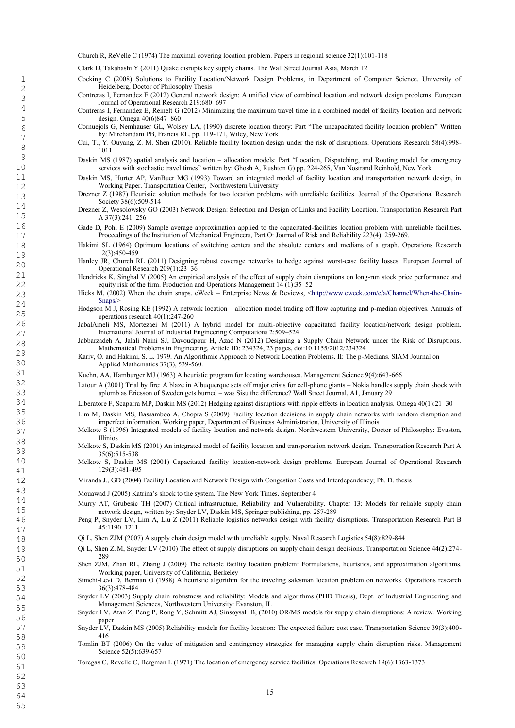Church R, ReVelle C (1974) The maximal covering location problem. Papers in regional science 32(1):101-118

Clark D, Takahashi Y (2011) Quake disrupts key supply chains. The Wall Street Journal Asia, March 12

Cocking C (2008) Solutions to Facility Location/Network Design Problems, in Department of Computer Science. University of Heidelberg, Doctor of Philosophy Thesis

Contreras I, Fernandez E (2012) General network design: A unified view of combined location and network design problems. European Journal of Operational Research 219:680–697

Contreras I, Fernandez E, Reinelt G (2012) Minimizing the maximum travel time in a combined model of facility location and network design. Omega 40(6)847–860

Cornuejols G, Nemhauser GL, Wolsey LA, (1990) discrete location theory: Part "The uncapacitated facility location problem" Written by: Mirchandani PB, Francis RL. pp. 119-171, Wiley, New York

Cui, T., Y. Ouyang, Z. M. Shen (2010). Reliable facility location design under the risk of disruptions. Operations Research 58(4):998-1011

Daskin MS (1987) spatial analysis and location – allocation models: Part "Location, Dispatching, and Routing model for emergency services with stochastic travel times" written by: Ghosh A, Rushton G) pp. 224-265, Van Nostrand Reinhold, New York

Daskin MS, Hurter AP, VanBuer MG (1993) Toward an integrated model of facility location and transportation network design, in Working Paper. Transportation Center, Northwestern University

Drezner Z (1987) Heuristic solution methods for two location problems with unreliable facilities. Journal of the Operational Research Society 38(6):509-514

Drezner Z, Wesolowsky GO (2003) Network Design: Selection and Design of Links and Facility Location. Transportation Research Part A 37(3):241–256

Gade D, Pohl E (2009) Sample average approximation applied to the capacitated-facilities location problem with unreliable facilities. Proceedings of the Institution of Mechanical Engineers, Part O: Journal of Risk and Reliability 223(4): 259-269.

Hakimi SL (1964) Optimum locations of switching centers and the absolute centers and medians of a graph. Operations Research 12(3):450-459

Hanley JR, Church RL (2011) Designing robust coverage networks to hedge against worst-case facility losses. European Journal of Operational Research 209(1):23–36

Hendricks K, Singhal V (2005) An empirical analysis of the effect of supply chain disruptions on long-run stock price performance and equity risk of the firm. Production and Operations Management 14 (1):35–52

Hicks M, (2002) When the chain snaps. eWeek – Enterprise News & Reviews, <http://www.eweek.com/c/a/Channel/When-the-Chain-Snaps/>

Hodgson M J, Rosing KE (1992) A network location – allocation model trading off flow capturing and p-median objectives. Annuals of operations research 40(1):247-260

JabalAmeli MS, Mortezaei M (2011) A hybrid model for multi-objective capacitated facility location/network design problem. International Journal of Industrial Engineering Computations 2:509–524

Jabbarzadeh A, Jalali Naini SJ, Davoudpour H, Azad N (2012) Designing a Supply Chain Network under the Risk of Disruptions. Mathematical Problems in Engineering, Article ID: 234324, 23 pages, doi:10.1155/2012/234324

Kariv, O. and Hakimi, S. L. 1979. An Algorithmic Approach to Network Location Problems. II: The p-Medians. SIAM Journal on Applied Mathematics 37(3), 539-560.

Kuehn, AA, Hamburger MJ (1963) A heuristic program for locating warehouses. Management Science 9(4):643-666

Latour A (2001) Trial by fire: A blaze in Albuquerque sets off major crisis for cell-phone giants – Nokia handles supply chain shock with aplomb as Ericsson of Sweden gets burned – was Sisu the difference? Wall Street Journal, A1, January 29

Liberatore F, Scaparra MP, Daskin MS (2012) Hedging against disruptions with ripple effects in location analysis. Omega 40(1):21–30

Lim M, Daskin MS, Bassamboo A, Chopra S (2009) Facility location decisions in supply chain networks with random disruption and imperfect information. Working paper, Department of Business Administration, University of Illinois

Melkote S (1996) Integrated models of facility location and network design. Northwestern University, Doctor of Philosophy: Evaston, Illinios

Melkote S, Daskin MS (2001) An integrated model of facility location and transportation network design. Transportation Research Part A 35(6):515-538

Melkote S, Daskin MS (2001) Capacitated facility location-network design problems. European Journal of Operational Research 129(3):481-495

Miranda J., GD (2004) Facility Location and Network Design with Congestion Costs and Interdependency; Ph. D. thesis

Mouawad J (2005) Katrina's shock to the system. The New York Times, September 4

Murry AT, Grubesic TH (2007) Critical infrastructure, Reliability and Vulnerability. Chapter 13: Models for reliable supply chain network design, written by: Snyder LV, Daskin MS, Springer publishing, pp. 257-289

Peng P, Snyder LV, Lim A, Liu Z (2011) Reliable logistics networks design with facility disruptions. Transportation Research Part B 45:1190–1211

Qi L, Shen ZJM (2007) A supply chain design model with unreliable supply. Naval Research Logistics 54(8):829-844

Qi L, Shen ZJM, Snyder LV (2010) The effect of supply disruptions on supply chain design decisions. Transportation Science 44(2):274-289

Shen ZJM, Zhan RL, Zhang J (2009) The reliable facility location problem: Formulations, heuristics, and approximation algorithms. Working paper, University of California, Berkeley

Simchi-Levi D, Berman O (1988) A heuristic algorithm for the traveling salesman location problem on networks. Operations research 36(3):478-484

Snyder LV (2003) Supply chain robustness and reliability: Models and algorithms (PHD Thesis), Dept. of Industrial Engineering and Management Sciences, Northwestern University: Evanston, IL

Snyder LV, Atan Z, Peng P, Rong Y, Schmitt AJ, Sinsoysal B, (2010) OR/MS models for supply chain disruptions: A review. Working paper

Snyder LV, Daskin MS (2005) Reliability models for facility location: The expected failure cost case. Transportation Science 39(3):400-416

Tomlin BT (2006) On the value of mitigation and contingency strategies for managing supply chain disruption risks. Management Science 52(5):639-657

Toregas C, Revelle C, Bergman L (1971) The location of emergency service facilities. Operations Research 19(6):1363-1373